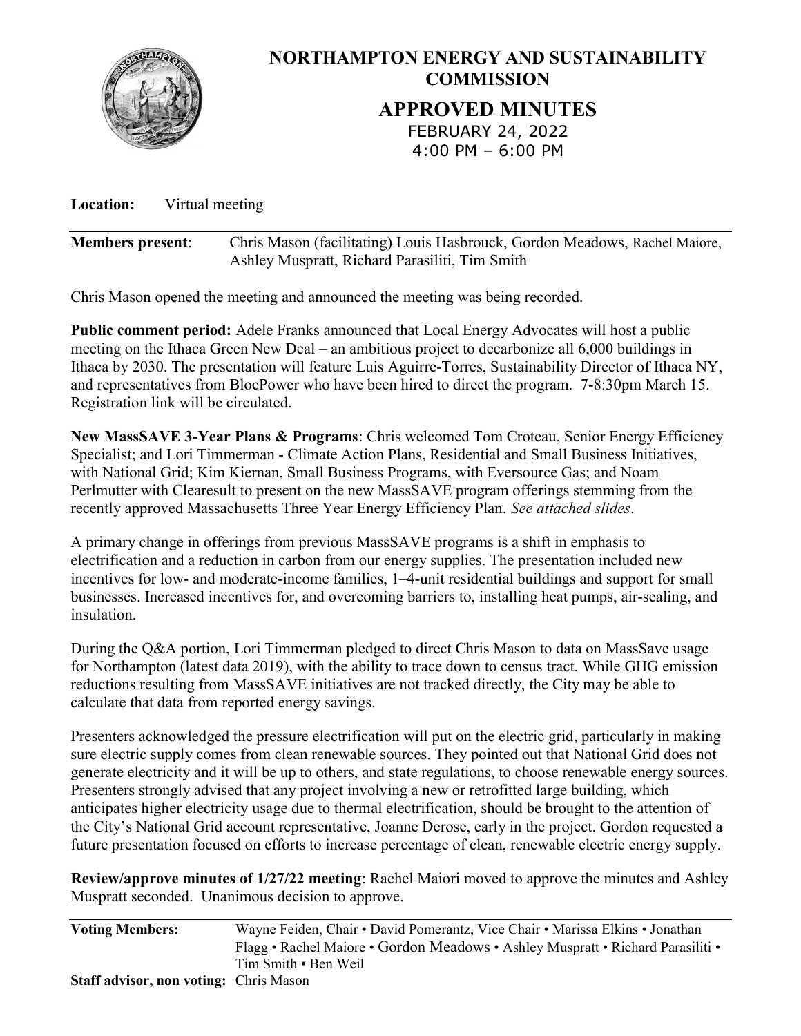# NORTHAMPTON ENERGY AND SUSTAINABILITY COMMISSION

## APPROVED MINUTES

FEBRUARY 24, 2022
4:00 PM – 6:00 PM

**Location:** Virtual meeting

---

**Members present**: Chris Mason (facilitating) Louis Hasbrouck, Gordon Meadows, Rachel Maiore, Ashley Muspratt, Richard Parasiliti, Tim Smith

Chris Mason opened the meeting and announced the meeting was being recorded.

**Public comment period:** Adele Franks announced that Local Energy Advocates will host a public meeting on the Ithaca Green New Deal – an ambitious project to decarbonize all 6,000 buildings in Ithaca by 2030. The presentation will feature Luis Aguirre-Torres, Sustainability Director of Ithaca NY, and representatives from BlocPower who have been hired to direct the program. 7-8:30pm March 15. Registration link will be circulated.

**New MassSAVE 3-Year Plans & Programs**: Chris welcomed Tom Croteau, Senior Energy Efficiency Specialist; and Lori Timmerman - Climate Action Plans, Residential and Small Business Initiatives, with National Grid; Kim Kiernan, Small Business Programs, with Eversource Gas; and Noam Perlmutter with Clearesult to present on the new MassSAVE program offerings stemming from the recently approved Massachusetts Three Year Energy Efficiency Plan. *See attached slides*.

A primary change in offerings from previous MassSAVE programs is a shift in emphasis to electrification and a reduction in carbon from our energy supplies. The presentation included new incentives for low- and moderate-income families, 1–4-unit residential buildings and support for small businesses. Increased incentives for, and overcoming barriers to, installing heat pumps, air-sealing, and insulation.

During the Q&A portion, Lori Timmerman pledged to direct Chris Mason to data on MassSave usage for Northampton (latest data 2019), with the ability to trace down to census tract. While GHG emission reductions resulting from MassSAVE initiatives are not tracked directly, the City may be able to calculate that data from reported energy savings.

Presenters acknowledged the pressure electrification will put on the electric grid, particularly in making sure electric supply comes from clean renewable sources. They pointed out that National Grid does not generate electricity and it will be up to others, and state regulations, to choose renewable energy sources. Presenters strongly advised that any project involving a new or retrofitted large building, which anticipates higher electricity usage due to thermal electrification, should be brought to the attention of the City's National Grid account representative, Joanne Derose, early in the project. Gordon requested a future presentation focused on efforts to increase percentage of clean, renewable electric energy supply.

**Review/approve minutes of 1/27/22 meeting**: Rachel Maiori moved to approve the minutes and Ashley Muspratt seconded. Unanimous decision to approve.

---

**Voting Members:** Wayne Feiden, Chair • David Pomerantz, Vice Chair • Marissa Elkins • Jonathan Flagg • Rachel Maiore • Gordon Meadows • Ashley Muspratt • Richard Parasiliti • Tim Smith • Ben Weil

**Staff advisor, non voting:** Chris Mason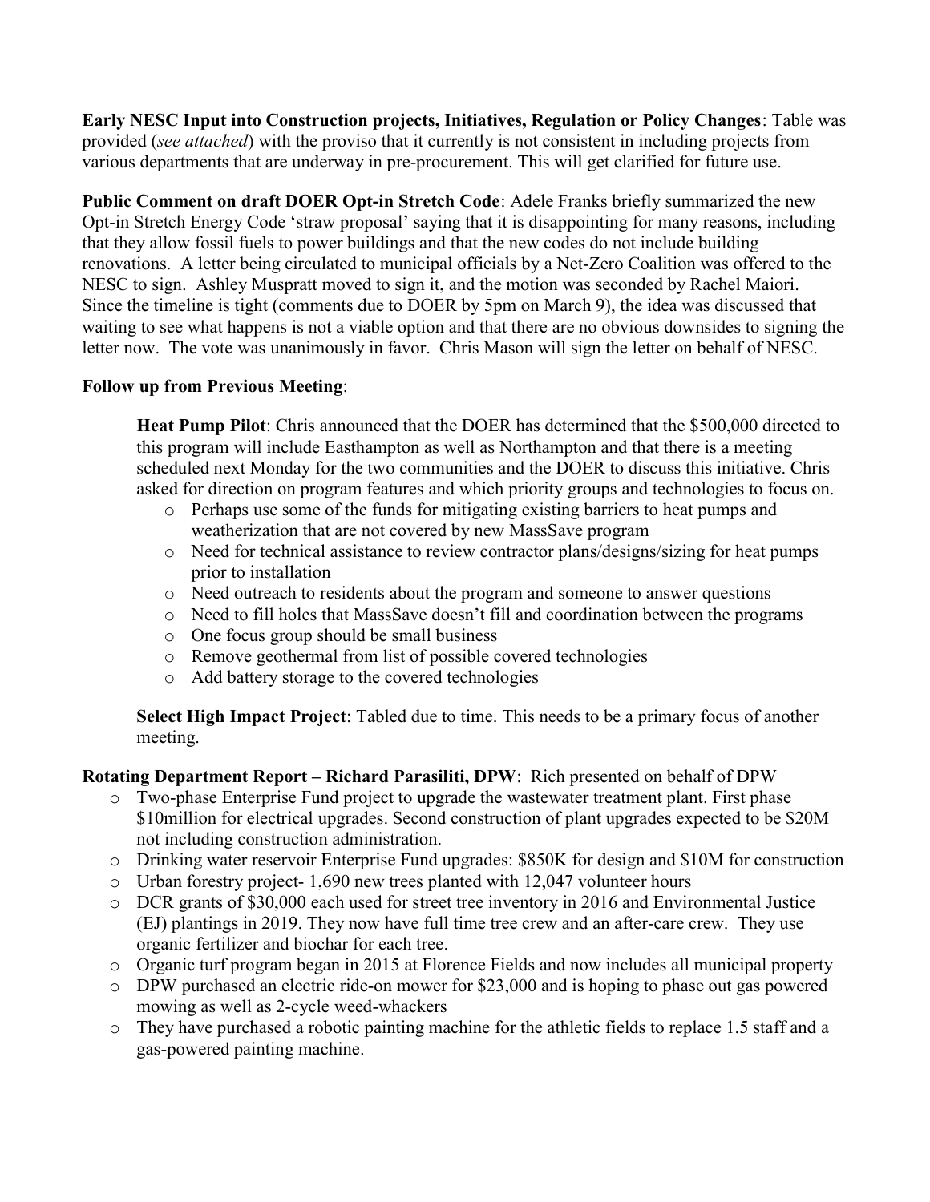**Early NESC Input into Construction projects, Initiatives, Regulation or Policy Changes**: Table was provided (*see attached*) with the proviso that it currently is not consistent in including projects from various departments that are underway in pre-procurement. This will get clarified for future use.

**Public Comment on draft DOER Opt-in Stretch Code**: Adele Franks briefly summarized the new Opt-in Stretch Energy Code 'straw proposal' saying that it is disappointing for many reasons, including that they allow fossil fuels to power buildings and that the new codes do not include building renovations. A letter being circulated to municipal officials by a Net-Zero Coalition was offered to the NESC to sign. Ashley Muspratt moved to sign it, and the motion was seconded by Rachel Maiori. Since the timeline is tight (comments due to DOER by 5pm on March 9), the idea was discussed that waiting to see what happens is not a viable option and that there are no obvious downsides to signing the letter now. The vote was unanimously in favor. Chris Mason will sign the letter on behalf of NESC.

**Follow up from Previous Meeting**:

**Heat Pump Pilot**: Chris announced that the DOER has determined that the $500,000 directed to this program will include Easthampton as well as Northampton and that there is a meeting scheduled next Monday for the two communities and the DOER to discuss this initiative. Chris asked for direction on program features and which priority groups and technologies to focus on.

- Perhaps use some of the funds for mitigating existing barriers to heat pumps and weatherization that are not covered by new MassSave program
- Need for technical assistance to review contractor plans/designs/sizing for heat pumps prior to installation
- Need outreach to residents about the program and someone to answer questions
- Need to fill holes that MassSave doesn't fill and coordination between the programs
- One focus group should be small business
- Remove geothermal from list of possible covered technologies
- Add battery storage to the covered technologies

**Select High Impact Project**: Tabled due to time. This needs to be a primary focus of another meeting.

**Rotating Department Report – Richard Parasiliti, DPW**: Rich presented on behalf of DPW

- Two-phase Enterprise Fund project to upgrade the wastewater treatment plant. First phase $10million for electrical upgrades. Second construction of plant upgrades expected to be $20M not including construction administration.
- Drinking water reservoir Enterprise Fund upgrades: $850K for design and $10M for construction
- Urban forestry project- 1,690 new trees planted with 12,047 volunteer hours
- DCR grants of $30,000 each used for street tree inventory in 2016 and Environmental Justice (EJ) plantings in 2019. They now have full time tree crew and an after-care crew. They use organic fertilizer and biochar for each tree.
- Organic turf program began in 2015 at Florence Fields and now includes all municipal property
- DPW purchased an electric ride-on mower for $23,000 and is hoping to phase out gas powered mowing as well as 2-cycle weed-whackers
- They have purchased a robotic painting machine for the athletic fields to replace 1.5 staff and a gas-powered painting machine.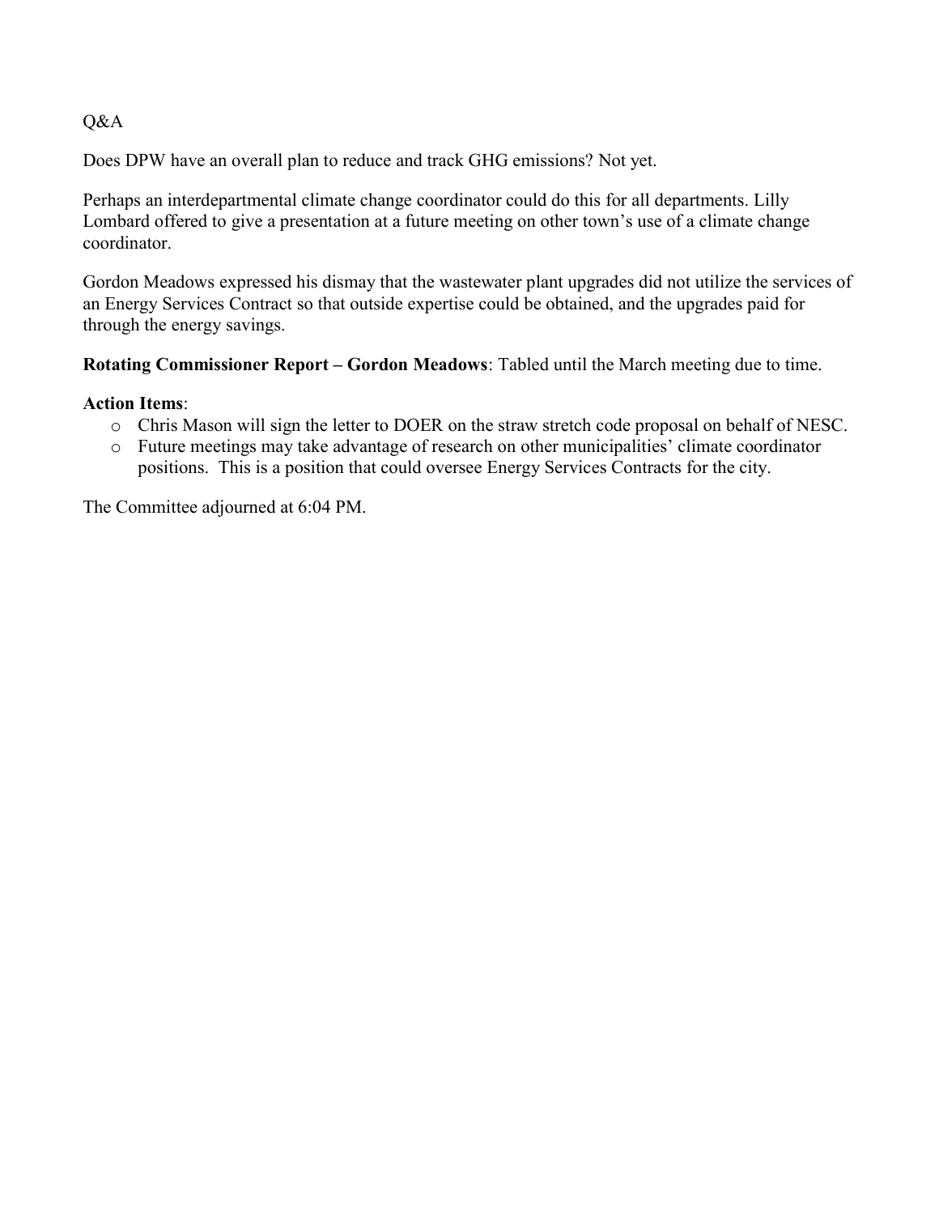Q&A

Does DPW have an overall plan to reduce and track GHG emissions? Not yet.

Perhaps an interdepartmental climate change coordinator could do this for all departments. Lilly Lombard offered to give a presentation at a future meeting on other town's use of a climate change coordinator.

Gordon Meadows expressed his dismay that the wastewater plant upgrades did not utilize the services of an Energy Services Contract so that outside expertise could be obtained, and the upgrades paid for through the energy savings.

**Rotating Commissioner Report – Gordon Meadows**: Tabled until the March meeting due to time.

**Action Items**:

- Chris Mason will sign the letter to DOER on the straw stretch code proposal on behalf of NESC.
- Future meetings may take advantage of research on other municipalities' climate coordinator positions. This is a position that could oversee Energy Services Contracts for the city.

The Committee adjourned at 6:04 PM.